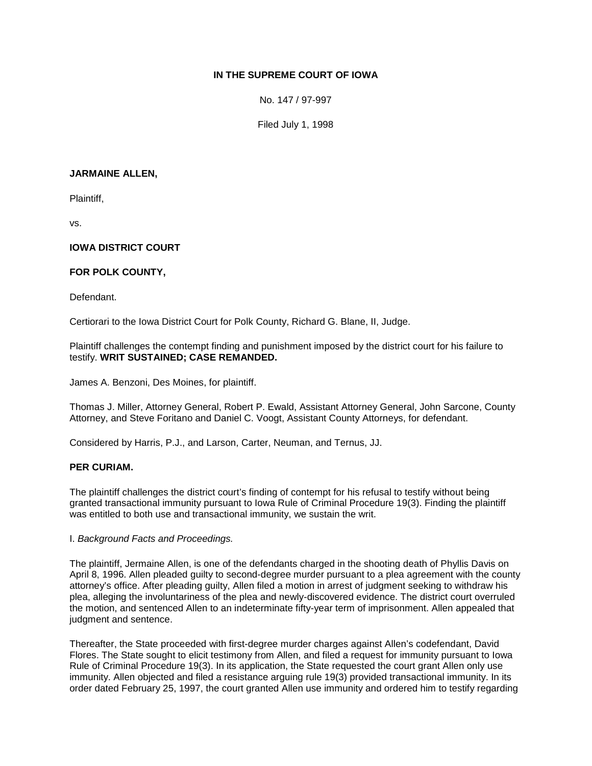**IN THE SUPREME COURT OF IOWA**

No. 147 / 97-997

Filed July 1, 1998

**JARMAINE ALLEN,**

Plaintiff,

vs.

**IOWA DISTRICT COURT**

**FOR POLK COUNTY,**

Defendant.

Certiorari to the Iowa District Court for Polk County, Richard G. Blane, II, Judge.

Plaintiff challenges the contempt finding and punishment imposed by the district court for his failure to testify. **WRIT SUSTAINED; CASE REMANDED.**

James A. Benzoni, Des Moines, for plaintiff.

Thomas J. Miller, Attorney General, Robert P. Ewald, Assistant Attorney General, John Sarcone, County Attorney, and Steve Foritano and Daniel C. Voogt, Assistant County Attorneys, for defendant.

Considered by Harris, P.J., and Larson, Carter, Neuman, and Ternus, JJ.

**PER CURIAM.**

The plaintiff challenges the district court's finding of contempt for his refusal to testify without being granted transactional immunity pursuant to Iowa Rule of Criminal Procedure 19(3). Finding the plaintiff was entitled to both use and transactional immunity, we sustain the writ.

I. *Background Facts and Proceedings.*

The plaintiff, Jermaine Allen, is one of the defendants charged in the shooting death of Phyllis Davis on April 8, 1996. Allen pleaded guilty to second-degree murder pursuant to a plea agreement with the county attorney's office. After pleading guilty, Allen filed a motion in arrest of judgment seeking to withdraw his plea, alleging the involuntariness of the plea and newly-discovered evidence. The district court overruled the motion, and sentenced Allen to an indeterminate fifty-year term of imprisonment. Allen appealed that judgment and sentence.

Thereafter, the State proceeded with first-degree murder charges against Allen's codefendant, David Flores. The State sought to elicit testimony from Allen, and filed a request for immunity pursuant to Iowa Rule of Criminal Procedure 19(3). In its application, the State requested the court grant Allen only use immunity. Allen objected and filed a resistance arguing rule 19(3) provided transactional immunity. In its order dated February 25, 1997, the court granted Allen use immunity and ordered him to testify regarding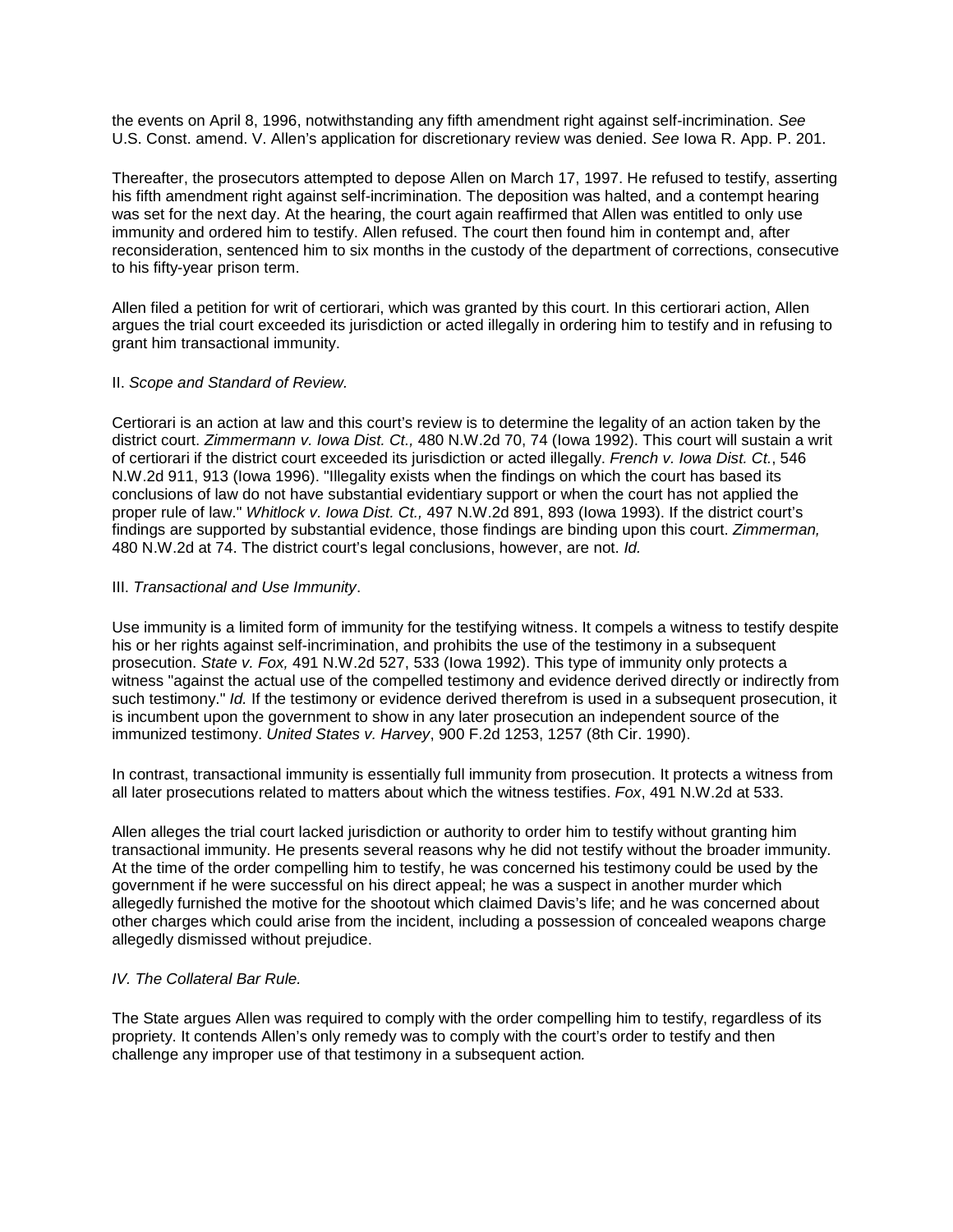the events on April 8, 1996, notwithstanding any fifth amendment right against self-incrimination. *See* U.S. Const. amend. V. Allen's application for discretionary review was denied. *See* Iowa R. App. P. 201.

Thereafter, the prosecutors attempted to depose Allen on March 17, 1997. He refused to testify, asserting his fifth amendment right against self-incrimination. The deposition was halted, and a contempt hearing was set for the next day. At the hearing, the court again reaffirmed that Allen was entitled to only use immunity and ordered him to testify. Allen refused. The court then found him in contempt and, after reconsideration, sentenced him to six months in the custody of the department of corrections, consecutive to his fifty-year prison term.

Allen filed a petition for writ of certiorari, which was granted by this court. In this certiorari action, Allen argues the trial court exceeded its jurisdiction or acted illegally in ordering him to testify and in refusing to grant him transactional immunity.

II. *Scope and Standard of Review.*

Certiorari is an action at law and this court's review is to determine the legality of an action taken by the district court. *Zimmermann v. Iowa Dist. Ct.,* 480 N.W.2d 70, 74 (Iowa 1992). This court will sustain a writ of certiorari if the district court exceeded its jurisdiction or acted illegally. *French v. Iowa Dist. Ct.*, 546 N.W.2d 911, 913 (Iowa 1996). "Illegality exists when the findings on which the court has based its conclusions of law do not have substantial evidentiary support or when the court has not applied the proper rule of law." *Whitlock v. Iowa Dist. Ct.,* 497 N.W.2d 891, 893 (Iowa 1993). If the district court's findings are supported by substantial evidence, those findings are binding upon this court. *Zimmerman,* 480 N.W.2d at 74. The district court's legal conclusions, however, are not. *Id.*

III. *Transactional and Use Immunity*.

Use immunity is a limited form of immunity for the testifying witness. It compels a witness to testify despite his or her rights against self-incrimination, and prohibits the use of the testimony in a subsequent prosecution. *State v. Fox,* 491 N.W.2d 527, 533 (Iowa 1992). This type of immunity only protects a witness "against the actual use of the compelled testimony and evidence derived directly or indirectly from such testimony." *Id.* If the testimony or evidence derived therefrom is used in a subsequent prosecution, it is incumbent upon the government to show in any later prosecution an independent source of the immunized testimony. *United States v. Harvey*, 900 F.2d 1253, 1257 (8th Cir. 1990).

In contrast, transactional immunity is essentially full immunity from prosecution. It protects a witness from all later prosecutions related to matters about which the witness testifies. *Fox*, 491 N.W.2d at 533.

Allen alleges the trial court lacked jurisdiction or authority to order him to testify without granting him transactional immunity. He presents several reasons why he did not testify without the broader immunity. At the time of the order compelling him to testify, he was concerned his testimony could be used by the government if he were successful on his direct appeal; he was a suspect in another murder which allegedly furnished the motive for the shootout which claimed Davis's life; and he was concerned about other charges which could arise from the incident, including a possession of concealed weapons charge allegedly dismissed without prejudice.

*IV. The Collateral Bar Rule.*

The State argues Allen was required to comply with the order compelling him to testify, regardless of its propriety. It contends Allen's only remedy was to comply with the court's order to testify and then challenge any improper use of that testimony in a subsequent action*.*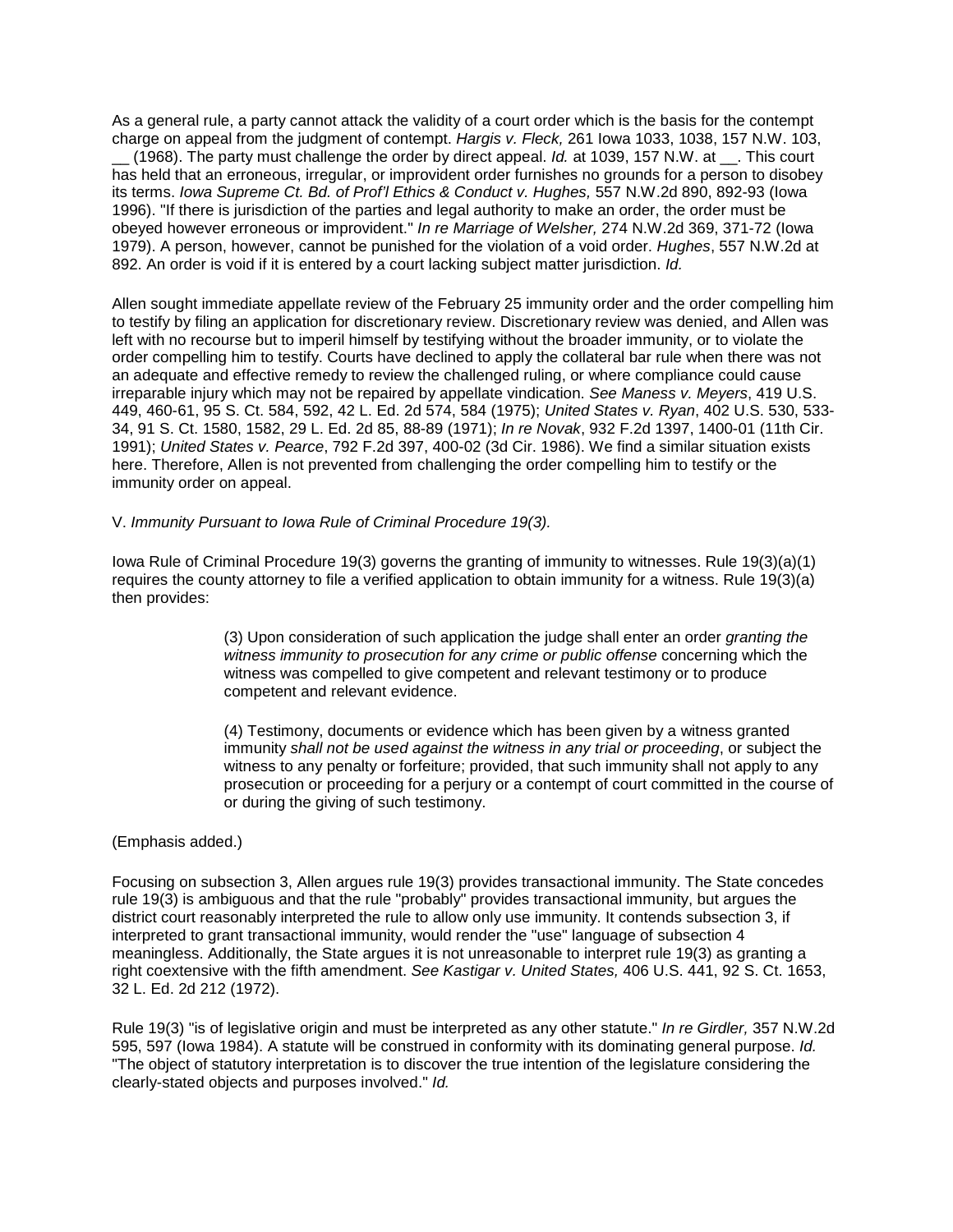As a general rule, a party cannot attack the validity of a court order which is the basis for the contempt charge on appeal from the judgment of contempt. *Hargis v. Fleck,* 261 Iowa 1033, 1038, 157 N.W. 103, __ (1968). The party must challenge the order by direct appeal. *Id.* at 1039, 157 N.W. at __. This court has held that an erroneous, irregular, or improvident order furnishes no grounds for a person to disobey its terms. *Iowa Supreme Ct. Bd. of Prof'l Ethics & Conduct v. Hughes,* 557 N.W.2d 890, 892-93 (Iowa 1996). "If there is jurisdiction of the parties and legal authority to make an order, the order must be obeyed however erroneous or improvident." *In re Marriage of Welsher,* 274 N.W.2d 369, 371-72 (Iowa 1979). A person, however, cannot be punished for the violation of a void order. *Hughes*, 557 N.W.2d at 892. An order is void if it is entered by a court lacking subject matter jurisdiction. *Id.*

Allen sought immediate appellate review of the February 25 immunity order and the order compelling him to testify by filing an application for discretionary review. Discretionary review was denied, and Allen was left with no recourse but to imperil himself by testifying without the broader immunity, or to violate the order compelling him to testify. Courts have declined to apply the collateral bar rule when there was not an adequate and effective remedy to review the challenged ruling, or where compliance could cause irreparable injury which may not be repaired by appellate vindication. *See Maness v. Meyers*, 419 U.S. 449, 460-61, 95 S. Ct. 584, 592, 42 L. Ed. 2d 574, 584 (1975); *United States v. Ryan*, 402 U.S. 530, 533-34, 91 S. Ct. 1580, 1582, 29 L. Ed. 2d 85, 88-89 (1971); *In re Novak*, 932 F.2d 1397, 1400-01 (11th Cir. 1991); *United States v. Pearce*, 792 F.2d 397, 400-02 (3d Cir. 1986). We find a similar situation exists here. Therefore, Allen is not prevented from challenging the order compelling him to testify or the immunity order on appeal.

V. *Immunity Pursuant to Iowa Rule of Criminal Procedure 19(3).*

Iowa Rule of Criminal Procedure 19(3) governs the granting of immunity to witnesses. Rule 19(3)(a)(1) requires the county attorney to file a verified application to obtain immunity for a witness. Rule 19(3)(a) then provides:

> (3) Upon consideration of such application the judge shall enter an order *granting the witness immunity to prosecution for any crime or public offense* concerning which the witness was compelled to give competent and relevant testimony or to produce competent and relevant evidence.
>
> (4) Testimony, documents or evidence which has been given by a witness granted immunity *shall not be used against the witness in any trial or proceeding*, or subject the witness to any penalty or forfeiture; provided, that such immunity shall not apply to any prosecution or proceeding for a perjury or a contempt of court committed in the course of or during the giving of such testimony.

(Emphasis added.)

Focusing on subsection 3, Allen argues rule 19(3) provides transactional immunity. The State concedes rule 19(3) is ambiguous and that the rule "probably" provides transactional immunity, but argues the district court reasonably interpreted the rule to allow only use immunity. It contends subsection 3, if interpreted to grant transactional immunity, would render the "use" language of subsection 4 meaningless. Additionally, the State argues it is not unreasonable to interpret rule 19(3) as granting a right coextensive with the fifth amendment. *See Kastigar v. United States,* 406 U.S. 441, 92 S. Ct. 1653, 32 L. Ed. 2d 212 (1972).

Rule 19(3) "is of legislative origin and must be interpreted as any other statute." *In re Girdler,* 357 N.W.2d 595, 597 (Iowa 1984). A statute will be construed in conformity with its dominating general purpose. *Id.* "The object of statutory interpretation is to discover the true intention of the legislature considering the clearly-stated objects and purposes involved." *Id.*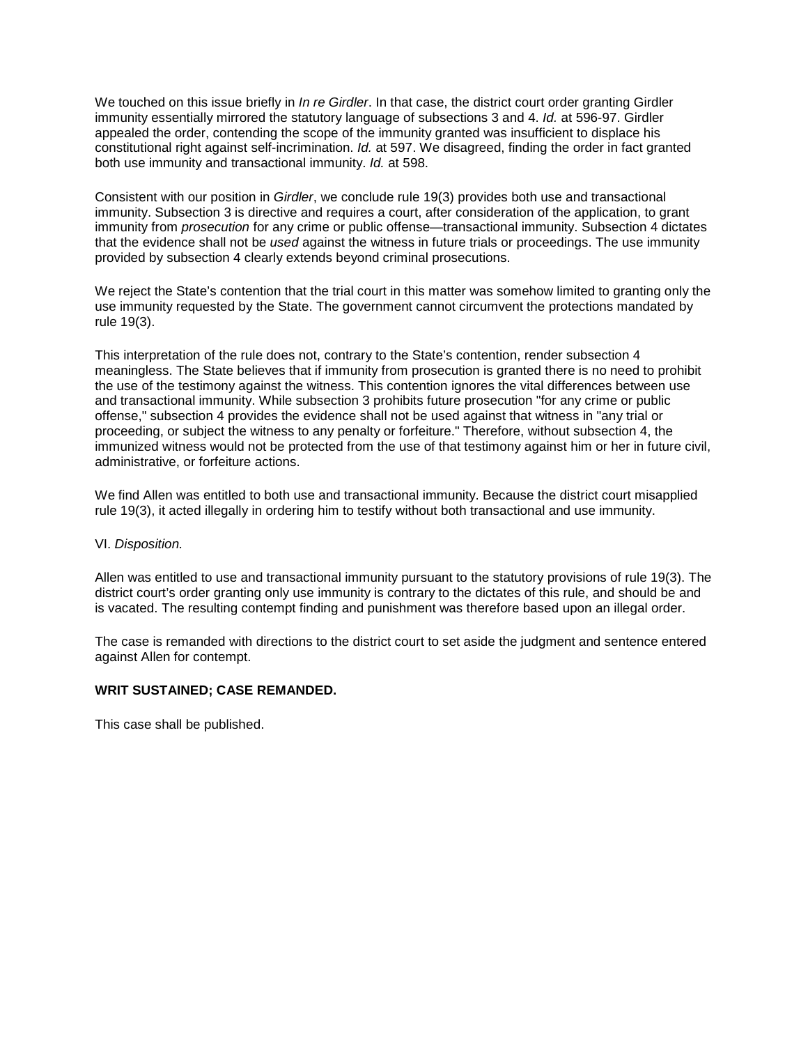We touched on this issue briefly in *In re Girdler*. In that case, the district court order granting Girdler immunity essentially mirrored the statutory language of subsections 3 and 4. *Id.* at 596-97. Girdler appealed the order, contending the scope of the immunity granted was insufficient to displace his constitutional right against self-incrimination. *Id.* at 597. We disagreed, finding the order in fact granted both use immunity and transactional immunity. *Id.* at 598.

Consistent with our position in *Girdler*, we conclude rule 19(3) provides both use and transactional immunity. Subsection 3 is directive and requires a court, after consideration of the application, to grant immunity from *prosecution* for any crime or public offense—transactional immunity. Subsection 4 dictates that the evidence shall not be *used* against the witness in future trials or proceedings. The use immunity provided by subsection 4 clearly extends beyond criminal prosecutions.

We reject the State's contention that the trial court in this matter was somehow limited to granting only the use immunity requested by the State. The government cannot circumvent the protections mandated by rule 19(3).

This interpretation of the rule does not, contrary to the State's contention, render subsection 4 meaningless. The State believes that if immunity from prosecution is granted there is no need to prohibit the use of the testimony against the witness. This contention ignores the vital differences between use and transactional immunity. While subsection 3 prohibits future prosecution "for any crime or public offense," subsection 4 provides the evidence shall not be used against that witness in "any trial or proceeding, or subject the witness to any penalty or forfeiture." Therefore, without subsection 4, the immunized witness would not be protected from the use of that testimony against him or her in future civil, administrative, or forfeiture actions.

We find Allen was entitled to both use and transactional immunity. Because the district court misapplied rule 19(3), it acted illegally in ordering him to testify without both transactional and use immunity.

VI. *Disposition.*

Allen was entitled to use and transactional immunity pursuant to the statutory provisions of rule 19(3). The district court's order granting only use immunity is contrary to the dictates of this rule, and should be and is vacated. The resulting contempt finding and punishment was therefore based upon an illegal order.

The case is remanded with directions to the district court to set aside the judgment and sentence entered against Allen for contempt.

**WRIT SUSTAINED; CASE REMANDED.**

This case shall be published.